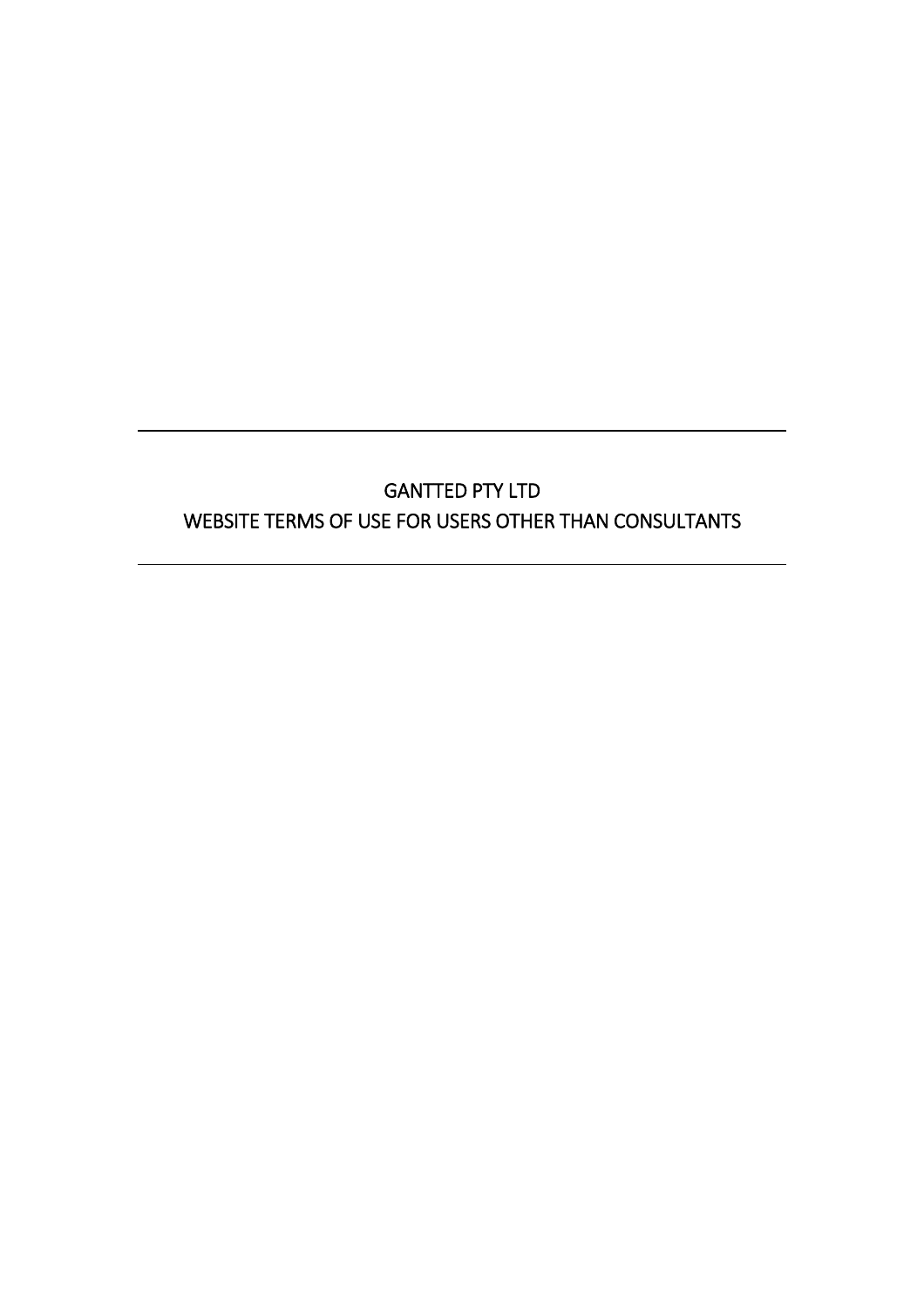# GANTTED PTY LTD

# WEBSITE TERMS OF USE FOR USERS OTHER THAN CONSULTANTS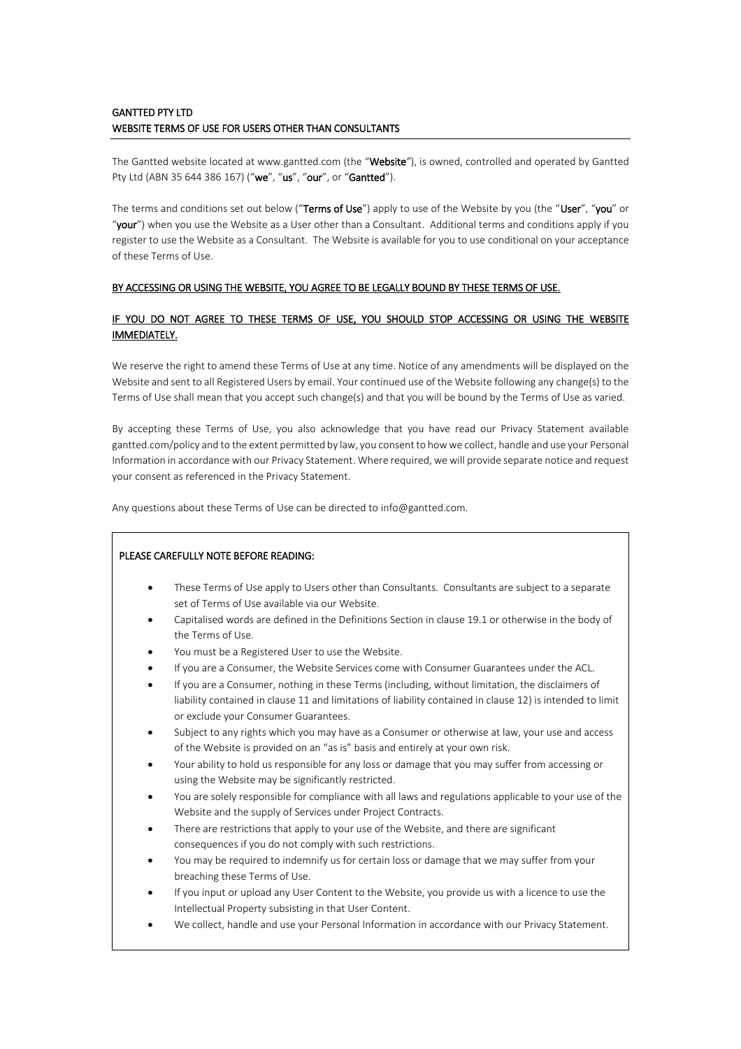**GANTTED PTY LTD**
**WEBSITE TERMS OF USE FOR USERS OTHER THAN CONSULTANTS**

The Gantted website located at www.gantted.com (the "**Website**"), is owned, controlled and operated by Gantted Pty Ltd (ABN 35 644 386 167) ("**we**", "**us**", "**our**", or "**Gantted**").

The terms and conditions set out below ("**Terms of Use**") apply to use of the Website by you (the "**User**", "**you**" or "**your**") when you use the Website as a User other than a Consultant. Additional terms and conditions apply if you register to use the Website as a Consultant. The Website is available for you to use conditional on your acceptance of these Terms of Use.

**BY ACCESSING OR USING THE WEBSITE, YOU AGREE TO BE LEGALLY BOUND BY THESE TERMS OF USE.**

**IF YOU DO NOT AGREE TO THESE TERMS OF USE, YOU SHOULD STOP ACCESSING OR USING THE WEBSITE IMMEDIATELY.**

We reserve the right to amend these Terms of Use at any time. Notice of any amendments will be displayed on the Website and sent to all Registered Users by email. Your continued use of the Website following any change(s) to the Terms of Use shall mean that you accept such change(s) and that you will be bound by the Terms of Use as varied.

By accepting these Terms of Use, you also acknowledge that you have read our Privacy Statement available gantted.com/policy and to the extent permitted by law, you consent to how we collect, handle and use your Personal Information in accordance with our Privacy Statement. Where required, we will provide separate notice and request your consent as referenced in the Privacy Statement.

Any questions about these Terms of Use can be directed to info@gantted.com.

**PLEASE CAREFULLY NOTE BEFORE READING:**

- These Terms of Use apply to Users other than Consultants. Consultants are subject to a separate set of Terms of Use available via our Website.
- Capitalised words are defined in the Definitions Section in clause 19.1 or otherwise in the body of the Terms of Use.
- You must be a Registered User to use the Website.
- If you are a Consumer, the Website Services come with Consumer Guarantees under the ACL.
- If you are a Consumer, nothing in these Terms (including, without limitation, the disclaimers of liability contained in clause 11 and limitations of liability contained in clause 12) is intended to limit or exclude your Consumer Guarantees.
- Subject to any rights which you may have as a Consumer or otherwise at law, your use and access of the Website is provided on an "as is" basis and entirely at your own risk.
- Your ability to hold us responsible for any loss or damage that you may suffer from accessing or using the Website may be significantly restricted.
- You are solely responsible for compliance with all laws and regulations applicable to your use of the Website and the supply of Services under Project Contracts.
- There are restrictions that apply to your use of the Website, and there are significant consequences if you do not comply with such restrictions.
- You may be required to indemnify us for certain loss or damage that we may suffer from your breaching these Terms of Use.
- If you input or upload any User Content to the Website, you provide us with a licence to use the Intellectual Property subsisting in that User Content.
- We collect, handle and use your Personal Information in accordance with our Privacy Statement.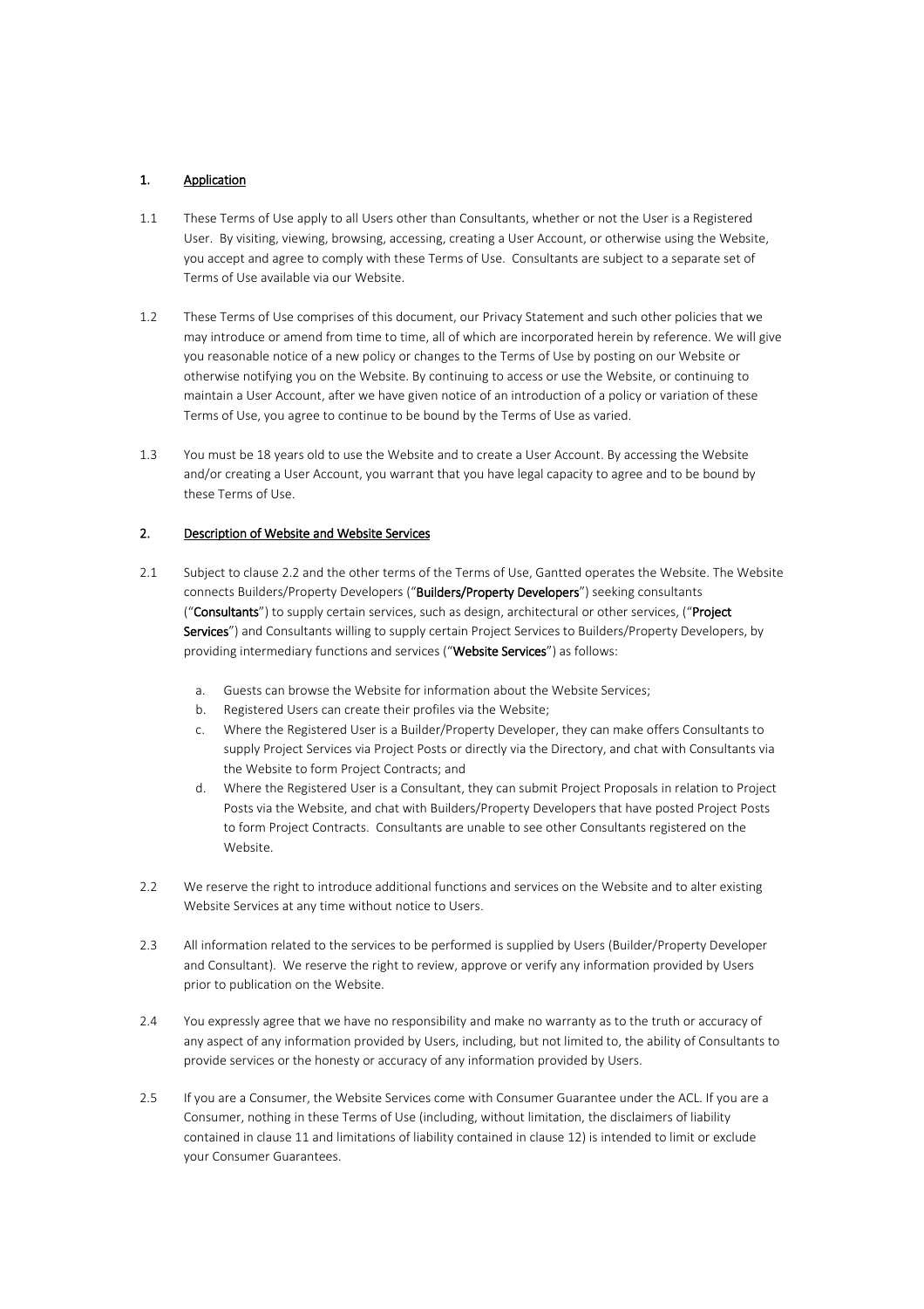## 1. <u>Application</u>

1.1 These Terms of Use apply to all Users other than Consultants, whether or not the User is a Registered User. By visiting, viewing, browsing, accessing, creating a User Account, or otherwise using the Website, you accept and agree to comply with these Terms of Use. Consultants are subject to a separate set of Terms of Use available via our Website.

1.2 These Terms of Use comprises of this document, our Privacy Statement and such other policies that we may introduce or amend from time to time, all of which are incorporated herein by reference. We will give you reasonable notice of a new policy or changes to the Terms of Use by posting on our Website or otherwise notifying you on the Website. By continuing to access or use the Website, or continuing to maintain a User Account, after we have given notice of an introduction of a policy or variation of these Terms of Use, you agree to continue to be bound by the Terms of Use as varied.

1.3 You must be 18 years old to use the Website and to create a User Account. By accessing the Website and/or creating a User Account, you warrant that you have legal capacity to agree and to be bound by these Terms of Use.

## 2. <u>Description of Website and Website Services</u>

2.1 Subject to clause 2.2 and the other terms of the Terms of Use, Gantted operates the Website. The Website connects Builders/Property Developers ("**Builders/Property Developers**") seeking consultants ("**Consultants**") to supply certain services, such as design, architectural or other services, ("**Project Services**") and Consultants willing to supply certain Project Services to Builders/Property Developers, by providing intermediary functions and services ("**Website Services**") as follows:

a. Guests can browse the Website for information about the Website Services;
b. Registered Users can create their profiles via the Website;
c. Where the Registered User is a Builder/Property Developer, they can make offers Consultants to supply Project Services via Project Posts or directly via the Directory, and chat with Consultants via the Website to form Project Contracts; and
d. Where the Registered User is a Consultant, they can submit Project Proposals in relation to Project Posts via the Website, and chat with Builders/Property Developers that have posted Project Posts to form Project Contracts. Consultants are unable to see other Consultants registered on the Website.

2.2 We reserve the right to introduce additional functions and services on the Website and to alter existing Website Services at any time without notice to Users.

2.3 All information related to the services to be performed is supplied by Users (Builder/Property Developer and Consultant). We reserve the right to review, approve or verify any information provided by Users prior to publication on the Website.

2.4 You expressly agree that we have no responsibility and make no warranty as to the truth or accuracy of any aspect of any information provided by Users, including, but not limited to, the ability of Consultants to provide services or the honesty or accuracy of any information provided by Users.

2.5 If you are a Consumer, the Website Services come with Consumer Guarantee under the ACL. If you are a Consumer, nothing in these Terms of Use (including, without limitation, the disclaimers of liability contained in clause 11 and limitations of liability contained in clause 12) is intended to limit or exclude your Consumer Guarantees.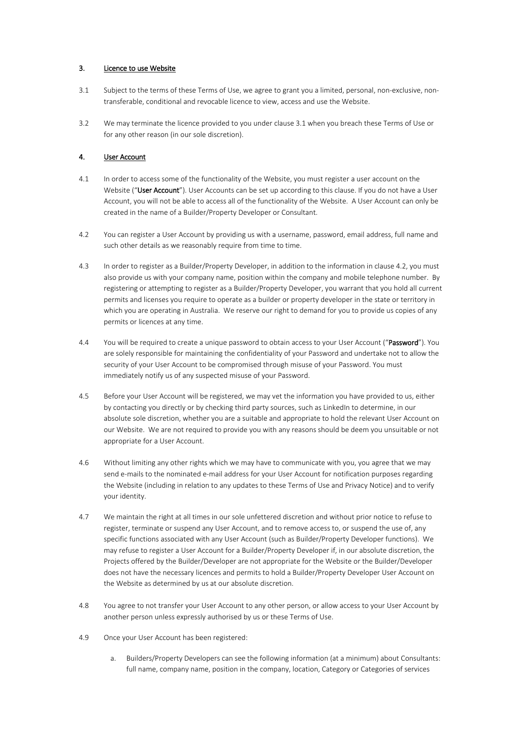## 3. Licence to use Website

3.1 Subject to the terms of these Terms of Use, we agree to grant you a limited, personal, non-exclusive, non-transferable, conditional and revocable licence to view, access and use the Website.

3.2 We may terminate the licence provided to you under clause 3.1 when you breach these Terms of Use or for any other reason (in our sole discretion).

## 4. User Account

4.1 In order to access some of the functionality of the Website, you must register a user account on the Website ("**User Account**"). User Accounts can be set up according to this clause. If you do not have a User Account, you will not be able to access all of the functionality of the Website. A User Account can only be created in the name of a Builder/Property Developer or Consultant.

4.2 You can register a User Account by providing us with a username, password, email address, full name and such other details as we reasonably require from time to time.

4.3 In order to register as a Builder/Property Developer, in addition to the information in clause 4.2, you must also provide us with your company name, position within the company and mobile telephone number. By registering or attempting to register as a Builder/Property Developer, you warrant that you hold all current permits and licenses you require to operate as a builder or property developer in the state or territory in which you are operating in Australia. We reserve our right to demand for you to provide us copies of any permits or licences at any time.

4.4 You will be required to create a unique password to obtain access to your User Account ("**Password**"). You are solely responsible for maintaining the confidentiality of your Password and undertake not to allow the security of your User Account to be compromised through misuse of your Password. You must immediately notify us of any suspected misuse of your Password.

4.5 Before your User Account will be registered, we may vet the information you have provided to us, either by contacting you directly or by checking third party sources, such as LinkedIn to determine, in our absolute sole discretion, whether you are a suitable and appropriate to hold the relevant User Account on our Website. We are not required to provide you with any reasons should be deem you unsuitable or not appropriate for a User Account.

4.6 Without limiting any other rights which we may have to communicate with you, you agree that we may send e-mails to the nominated e-mail address for your User Account for notification purposes regarding the Website (including in relation to any updates to these Terms of Use and Privacy Notice) and to verify your identity.

4.7 We maintain the right at all times in our sole unfettered discretion and without prior notice to refuse to register, terminate or suspend any User Account, and to remove access to, or suspend the use of, any specific functions associated with any User Account (such as Builder/Property Developer functions). We may refuse to register a User Account for a Builder/Property Developer if, in our absolute discretion, the Projects offered by the Builder/Developer are not appropriate for the Website or the Builder/Developer does not have the necessary licences and permits to hold a Builder/Property Developer User Account on the Website as determined by us at our absolute discretion.

4.8 You agree to not transfer your User Account to any other person, or allow access to your User Account by another person unless expressly authorised by us or these Terms of Use.

4.9 Once your User Account has been registered:

a. Builders/Property Developers can see the following information (at a minimum) about Consultants: full name, company name, position in the company, location, Category or Categories of services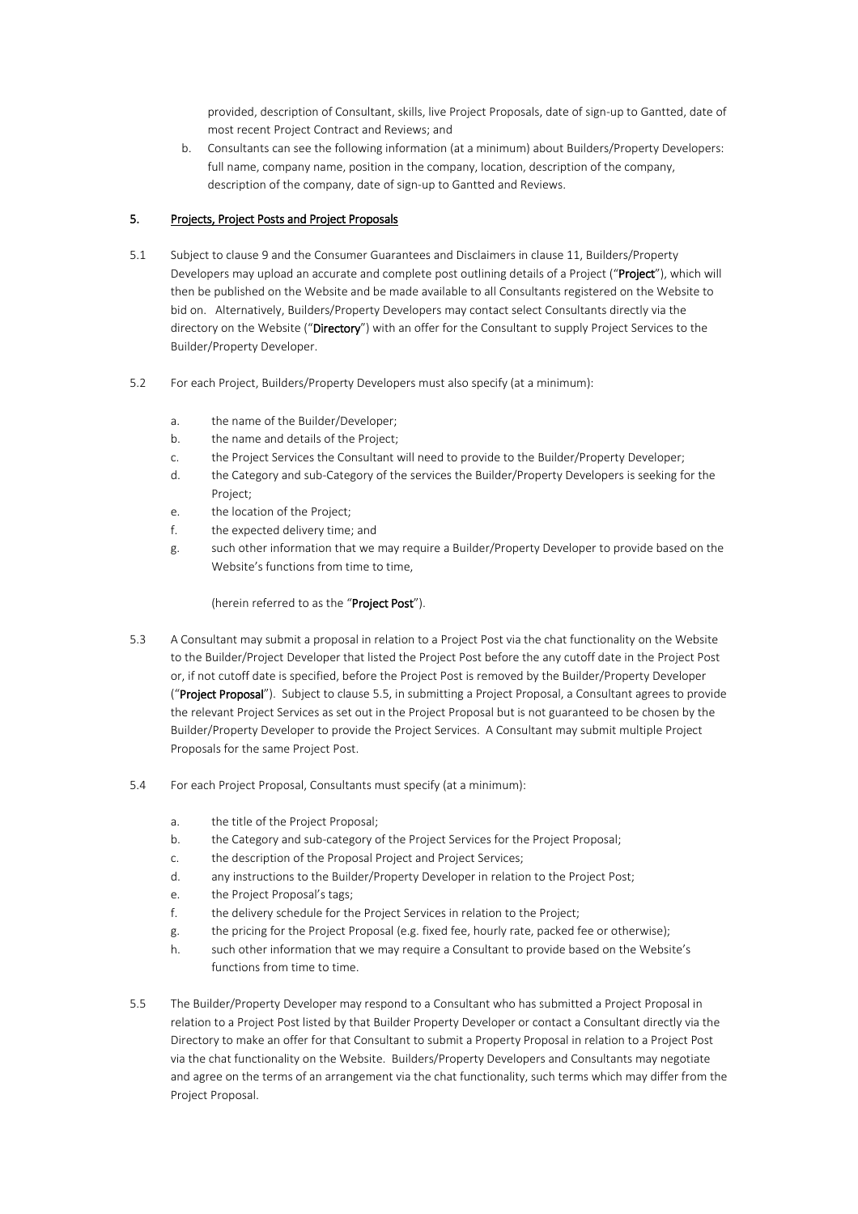provided, description of Consultant, skills, live Project Proposals, date of sign-up to Gantted, date of most recent Project Contract and Reviews; and

b. Consultants can see the following information (at a minimum) about Builders/Property Developers: full name, company name, position in the company, location, description of the company, description of the company, date of sign-up to Gantted and Reviews.

## 5. Projects, Project Posts and Project Proposals

5.1 Subject to clause 9 and the Consumer Guarantees and Disclaimers in clause 11, Builders/Property Developers may upload an accurate and complete post outlining details of a Project ("**Project**"), which will then be published on the Website and be made available to all Consultants registered on the Website to bid on. Alternatively, Builders/Property Developers may contact select Consultants directly via the directory on the Website ("**Directory**") with an offer for the Consultant to supply Project Services to the Builder/Property Developer.

5.2 For each Project, Builders/Property Developers must also specify (at a minimum):

a. the name of the Builder/Developer;
b. the name and details of the Project;
c. the Project Services the Consultant will need to provide to the Builder/Property Developer;
d. the Category and sub-Category of the services the Builder/Property Developers is seeking for the Project;
e. the location of the Project;
f. the expected delivery time; and
g. such other information that we may require a Builder/Property Developer to provide based on the Website's functions from time to time,

(herein referred to as the "**Project Post**").

5.3 A Consultant may submit a proposal in relation to a Project Post via the chat functionality on the Website to the Builder/Project Developer that listed the Project Post before the any cutoff date in the Project Post or, if not cutoff date is specified, before the Project Post is removed by the Builder/Property Developer ("**Project Proposal**"). Subject to clause 5.5, in submitting a Project Proposal, a Consultant agrees to provide the relevant Project Services as set out in the Project Proposal but is not guaranteed to be chosen by the Builder/Property Developer to provide the Project Services. A Consultant may submit multiple Project Proposals for the same Project Post.

5.4 For each Project Proposal, Consultants must specify (at a minimum):

a. the title of the Project Proposal;
b. the Category and sub-category of the Project Services for the Project Proposal;
c. the description of the Proposal Project and Project Services;
d. any instructions to the Builder/Property Developer in relation to the Project Post;
e. the Project Proposal's tags;
f. the delivery schedule for the Project Services in relation to the Project;
g. the pricing for the Project Proposal (e.g. fixed fee, hourly rate, packed fee or otherwise);
h. such other information that we may require a Consultant to provide based on the Website's functions from time to time.

5.5 The Builder/Property Developer may respond to a Consultant who has submitted a Project Proposal in relation to a Project Post listed by that Builder Property Developer or contact a Consultant directly via the Directory to make an offer for that Consultant to submit a Property Proposal in relation to a Project Post via the chat functionality on the Website. Builders/Property Developers and Consultants may negotiate and agree on the terms of an arrangement via the chat functionality, such terms which may differ from the Project Proposal.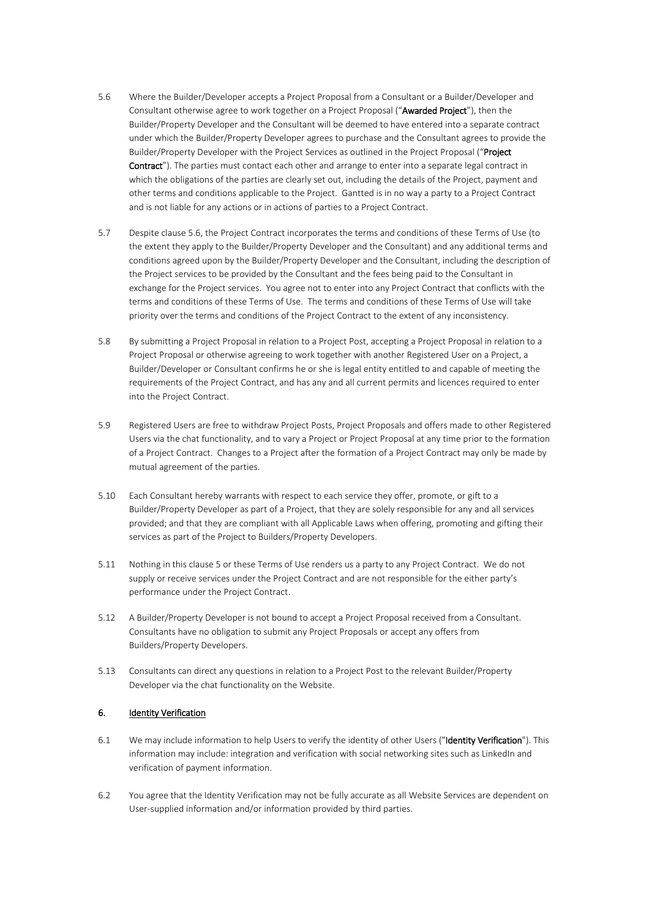5.6 Where the Builder/Developer accepts a Project Proposal from a Consultant or a Builder/Developer and Consultant otherwise agree to work together on a Project Proposal ("**Awarded Project**"), then the Builder/Property Developer and the Consultant will be deemed to have entered into a separate contract under which the Builder/Property Developer agrees to purchase and the Consultant agrees to provide the Builder/Property Developer with the Project Services as outlined in the Project Proposal ("**Project Contract**"). The parties must contact each other and arrange to enter into a separate legal contract in which the obligations of the parties are clearly set out, including the details of the Project, payment and other terms and conditions applicable to the Project. Gantted is in no way a party to a Project Contract and is not liable for any actions or in actions of parties to a Project Contract.

5.7 Despite clause 5.6, the Project Contract incorporates the terms and conditions of these Terms of Use (to the extent they apply to the Builder/Property Developer and the Consultant) and any additional terms and conditions agreed upon by the Builder/Property Developer and the Consultant, including the description of the Project services to be provided by the Consultant and the fees being paid to the Consultant in exchange for the Project services. You agree not to enter into any Project Contract that conflicts with the terms and conditions of these Terms of Use. The terms and conditions of these Terms of Use will take priority over the terms and conditions of the Project Contract to the extent of any inconsistency.

5.8 By submitting a Project Proposal in relation to a Project Post, accepting a Project Proposal in relation to a Project Proposal or otherwise agreeing to work together with another Registered User on a Project, a Builder/Developer or Consultant confirms he or she is legal entity entitled to and capable of meeting the requirements of the Project Contract, and has any and all current permits and licences required to enter into the Project Contract.

5.9 Registered Users are free to withdraw Project Posts, Project Proposals and offers made to other Registered Users via the chat functionality, and to vary a Project or Project Proposal at any time prior to the formation of a Project Contract. Changes to a Project after the formation of a Project Contract may only be made by mutual agreement of the parties.

5.10 Each Consultant hereby warrants with respect to each service they offer, promote, or gift to a Builder/Property Developer as part of a Project, that they are solely responsible for any and all services provided; and that they are compliant with all Applicable Laws when offering, promoting and gifting their services as part of the Project to Builders/Property Developers.

5.11 Nothing in this clause 5 or these Terms of Use renders us a party to any Project Contract. We do not supply or receive services under the Project Contract and are not responsible for the either party's performance under the Project Contract.

5.12 A Builder/Property Developer is not bound to accept a Project Proposal received from a Consultant. Consultants have no obligation to submit any Project Proposals or accept any offers from Builders/Property Developers.

5.13 Consultants can direct any questions in relation to a Project Post to the relevant Builder/Property Developer via the chat functionality on the Website.

## 6. Identity Verification

6.1 We may include information to help Users to verify the identity of other Users ("**Identity Verification**"). This information may include: integration and verification with social networking sites such as LinkedIn and verification of payment information.

6.2 You agree that the Identity Verification may not be fully accurate as all Website Services are dependent on User-supplied information and/or information provided by third parties.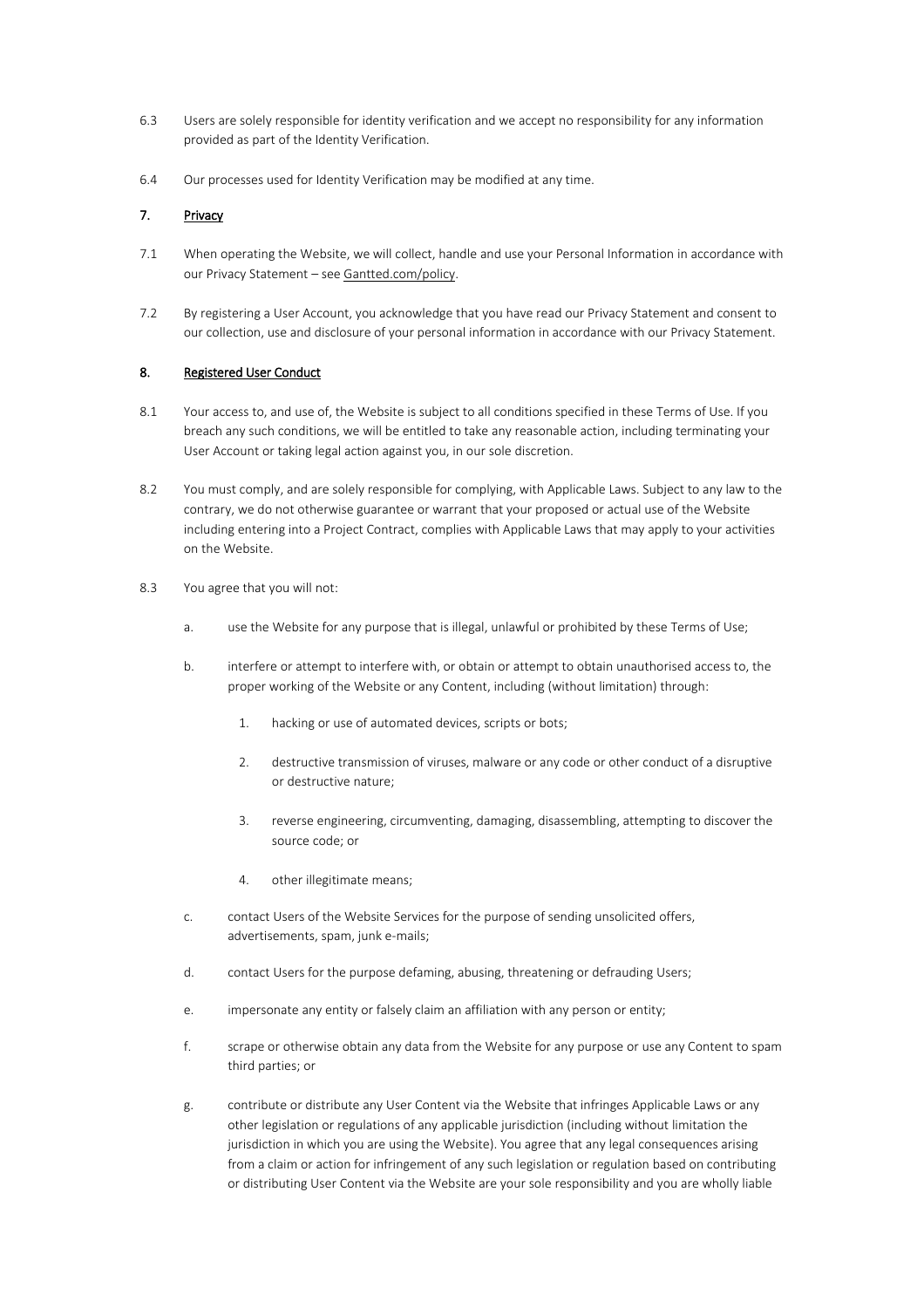6.3 Users are solely responsible for identity verification and we accept no responsibility for any information provided as part of the Identity Verification.

6.4 Our processes used for Identity Verification may be modified at any time.

## 7. Privacy

7.1 When operating the Website, we will collect, handle and use your Personal Information in accordance with our Privacy Statement – see Gantted.com/policy.

7.2 By registering a User Account, you acknowledge that you have read our Privacy Statement and consent to our collection, use and disclosure of your personal information in accordance with our Privacy Statement.

## 8. Registered User Conduct

8.1 Your access to, and use of, the Website is subject to all conditions specified in these Terms of Use. If you breach any such conditions, we will be entitled to take any reasonable action, including terminating your User Account or taking legal action against you, in our sole discretion.

8.2 You must comply, and are solely responsible for complying, with Applicable Laws. Subject to any law to the contrary, we do not otherwise guarantee or warrant that your proposed or actual use of the Website including entering into a Project Contract, complies with Applicable Laws that may apply to your activities on the Website.

8.3 You agree that you will not:

a. use the Website for any purpose that is illegal, unlawful or prohibited by these Terms of Use;

b. interfere or attempt to interfere with, or obtain or attempt to obtain unauthorised access to, the proper working of the Website or any Content, including (without limitation) through:

   1. hacking or use of automated devices, scripts or bots;

   2. destructive transmission of viruses, malware or any code or other conduct of a disruptive or destructive nature;

   3. reverse engineering, circumventing, damaging, disassembling, attempting to discover the source code; or

   4. other illegitimate means;

c. contact Users of the Website Services for the purpose of sending unsolicited offers, advertisements, spam, junk e-mails;

d. contact Users for the purpose defaming, abusing, threatening or defrauding Users;

e. impersonate any entity or falsely claim an affiliation with any person or entity;

f. scrape or otherwise obtain any data from the Website for any purpose or use any Content to spam third parties; or

g. contribute or distribute any User Content via the Website that infringes Applicable Laws or any other legislation or regulations of any applicable jurisdiction (including without limitation the jurisdiction in which you are using the Website). You agree that any legal consequences arising from a claim or action for infringement of any such legislation or regulation based on contributing or distributing User Content via the Website are your sole responsibility and you are wholly liable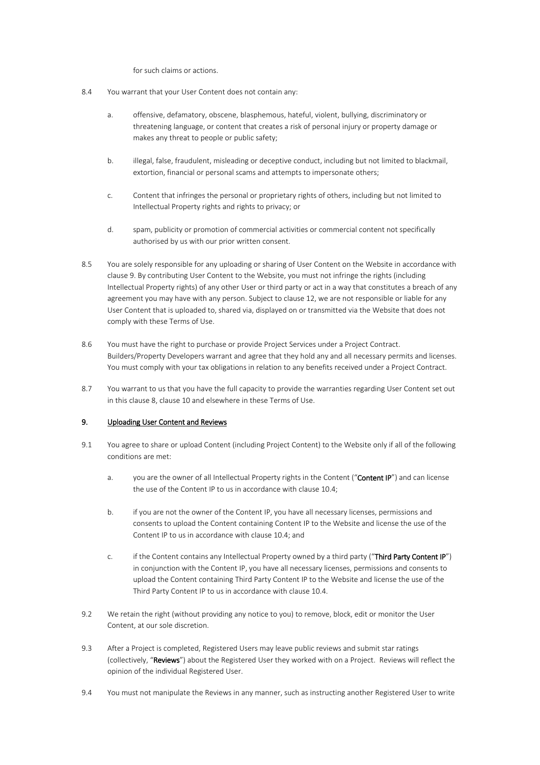for such claims or actions.

8.4 You warrant that your User Content does not contain any:

a. offensive, defamatory, obscene, blasphemous, hateful, violent, bullying, discriminatory or threatening language, or content that creates a risk of personal injury or property damage or makes any threat to people or public safety;

b. illegal, false, fraudulent, misleading or deceptive conduct, including but not limited to blackmail, extortion, financial or personal scams and attempts to impersonate others;

c. Content that infringes the personal or proprietary rights of others, including but not limited to Intellectual Property rights and rights to privacy; or

d. spam, publicity or promotion of commercial activities or commercial content not specifically authorised by us with our prior written consent.

8.5 You are solely responsible for any uploading or sharing of User Content on the Website in accordance with clause 9. By contributing User Content to the Website, you must not infringe the rights (including Intellectual Property rights) of any other User or third party or act in a way that constitutes a breach of any agreement you may have with any person. Subject to clause 12, we are not responsible or liable for any User Content that is uploaded to, shared via, displayed on or transmitted via the Website that does not comply with these Terms of Use.

8.6 You must have the right to purchase or provide Project Services under a Project Contract. Builders/Property Developers warrant and agree that they hold any and all necessary permits and licenses. You must comply with your tax obligations in relation to any benefits received under a Project Contract.

8.7 You warrant to us that you have the full capacity to provide the warranties regarding User Content set out in this clause 8, clause 10 and elsewhere in these Terms of Use.

## 9. Uploading User Content and Reviews

9.1 You agree to share or upload Content (including Project Content) to the Website only if all of the following conditions are met:

a. you are the owner of all Intellectual Property rights in the Content ("**Content IP**") and can license the use of the Content IP to us in accordance with clause 10.4;

b. if you are not the owner of the Content IP, you have all necessary licenses, permissions and consents to upload the Content containing Content IP to the Website and license the use of the Content IP to us in accordance with clause 10.4; and

c. if the Content contains any Intellectual Property owned by a third party ("**Third Party Content IP**") in conjunction with the Content IP, you have all necessary licenses, permissions and consents to upload the Content containing Third Party Content IP to the Website and license the use of the Third Party Content IP to us in accordance with clause 10.4.

9.2 We retain the right (without providing any notice to you) to remove, block, edit or monitor the User Content, at our sole discretion.

9.3 After a Project is completed, Registered Users may leave public reviews and submit star ratings (collectively, "**Reviews**") about the Registered User they worked with on a Project. Reviews will reflect the opinion of the individual Registered User.

9.4 You must not manipulate the Reviews in any manner, such as instructing another Registered User to write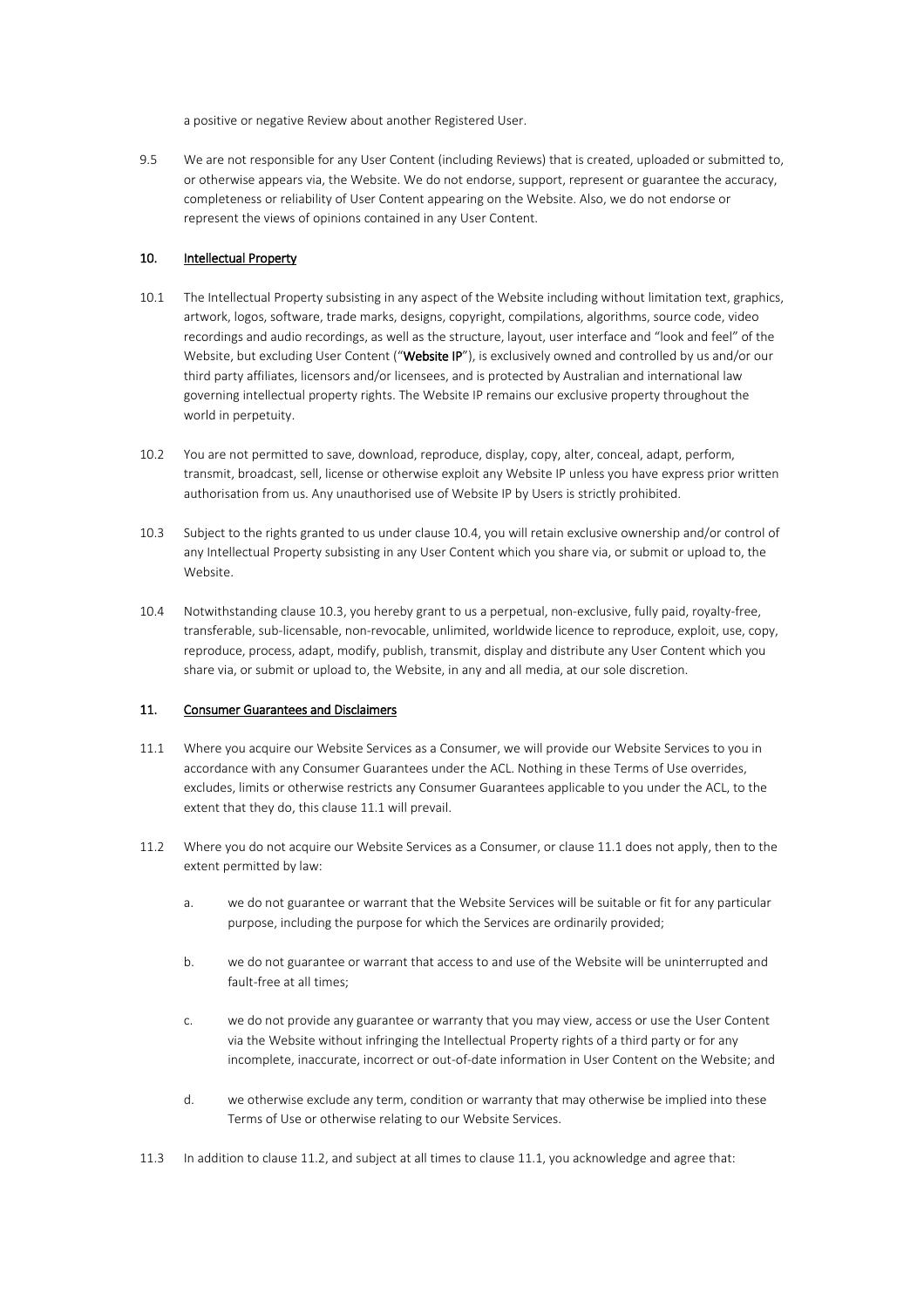a positive or negative Review about another Registered User.

9.5 We are not responsible for any User Content (including Reviews) that is created, uploaded or submitted to, or otherwise appears via, the Website. We do not endorse, support, represent or guarantee the accuracy, completeness or reliability of User Content appearing on the Website. Also, we do not endorse or represent the views of opinions contained in any User Content.

## 10. Intellectual Property

10.1 The Intellectual Property subsisting in any aspect of the Website including without limitation text, graphics, artwork, logos, software, trade marks, designs, copyright, compilations, algorithms, source code, video recordings and audio recordings, as well as the structure, layout, user interface and "look and feel" of the Website, but excluding User Content ("**Website IP**"), is exclusively owned and controlled by us and/or our third party affiliates, licensors and/or licensees, and is protected by Australian and international law governing intellectual property rights. The Website IP remains our exclusive property throughout the world in perpetuity.

10.2 You are not permitted to save, download, reproduce, display, copy, alter, conceal, adapt, perform, transmit, broadcast, sell, license or otherwise exploit any Website IP unless you have express prior written authorisation from us. Any unauthorised use of Website IP by Users is strictly prohibited.

10.3 Subject to the rights granted to us under clause 10.4, you will retain exclusive ownership and/or control of any Intellectual Property subsisting in any User Content which you share via, or submit or upload to, the Website.

10.4 Notwithstanding clause 10.3, you hereby grant to us a perpetual, non-exclusive, fully paid, royalty-free, transferable, sub-licensable, non-revocable, unlimited, worldwide licence to reproduce, exploit, use, copy, reproduce, process, adapt, modify, publish, transmit, display and distribute any User Content which you share via, or submit or upload to, the Website, in any and all media, at our sole discretion.

## 11. Consumer Guarantees and Disclaimers

11.1 Where you acquire our Website Services as a Consumer, we will provide our Website Services to you in accordance with any Consumer Guarantees under the ACL. Nothing in these Terms of Use overrides, excludes, limits or otherwise restricts any Consumer Guarantees applicable to you under the ACL, to the extent that they do, this clause 11.1 will prevail.

11.2 Where you do not acquire our Website Services as a Consumer, or clause 11.1 does not apply, then to the extent permitted by law:

a. we do not guarantee or warrant that the Website Services will be suitable or fit for any particular purpose, including the purpose for which the Services are ordinarily provided;

b. we do not guarantee or warrant that access to and use of the Website will be uninterrupted and fault-free at all times;

c. we do not provide any guarantee or warranty that you may view, access or use the User Content via the Website without infringing the Intellectual Property rights of a third party or for any incomplete, inaccurate, incorrect or out-of-date information in User Content on the Website; and

d. we otherwise exclude any term, condition or warranty that may otherwise be implied into these Terms of Use or otherwise relating to our Website Services.

11.3 In addition to clause 11.2, and subject at all times to clause 11.1, you acknowledge and agree that: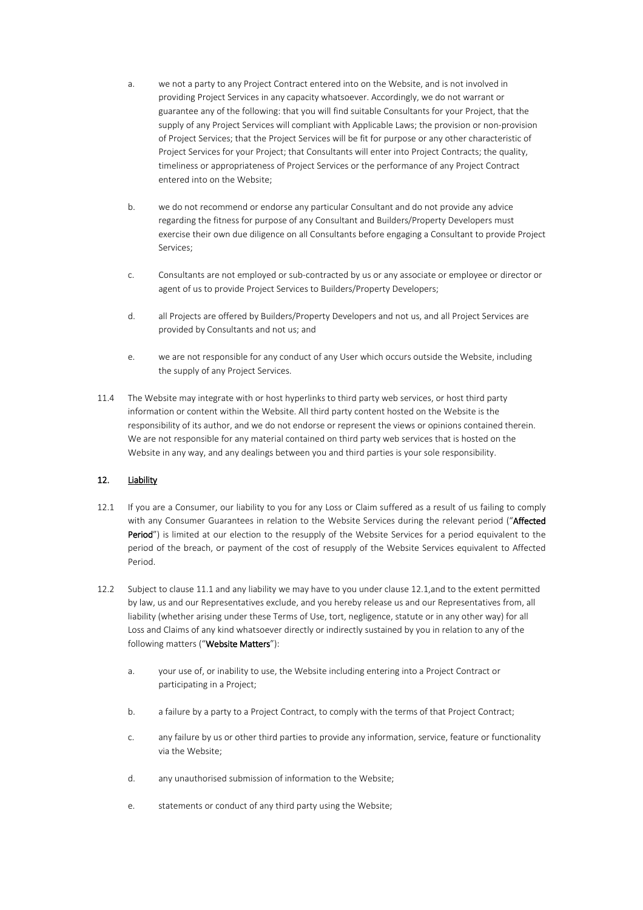a. we not a party to any Project Contract entered into on the Website, and is not involved in providing Project Services in any capacity whatsoever. Accordingly, we do not warrant or guarantee any of the following: that you will find suitable Consultants for your Project, that the supply of any Project Services will compliant with Applicable Laws; the provision or non-provision of Project Services; that the Project Services will be fit for purpose or any other characteristic of Project Services for your Project; that Consultants will enter into Project Contracts; the quality, timeliness or appropriateness of Project Services or the performance of any Project Contract entered into on the Website;

b. we do not recommend or endorse any particular Consultant and do not provide any advice regarding the fitness for purpose of any Consultant and Builders/Property Developers must exercise their own due diligence on all Consultants before engaging a Consultant to provide Project Services;

c. Consultants are not employed or sub-contracted by us or any associate or employee or director or agent of us to provide Project Services to Builders/Property Developers;

d. all Projects are offered by Builders/Property Developers and not us, and all Project Services are provided by Consultants and not us; and

e. we are not responsible for any conduct of any User which occurs outside the Website, including the supply of any Project Services.

11.4 The Website may integrate with or host hyperlinks to third party web services, or host third party information or content within the Website. All third party content hosted on the Website is the responsibility of its author, and we do not endorse or represent the views or opinions contained therein. We are not responsible for any material contained on third party web services that is hosted on the Website in any way, and any dealings between you and third parties is your sole responsibility.

## 12. Liability

12.1 If you are a Consumer, our liability to you for any Loss or Claim suffered as a result of us failing to comply with any Consumer Guarantees in relation to the Website Services during the relevant period ("**Affected Period**") is limited at our election to the resupply of the Website Services for a period equivalent to the period of the breach, or payment of the cost of resupply of the Website Services equivalent to Affected Period.

12.2 Subject to clause 11.1 and any liability we may have to you under clause 12.1,and to the extent permitted by law, us and our Representatives exclude, and you hereby release us and our Representatives from, all liability (whether arising under these Terms of Use, tort, negligence, statute or in any other way) for all Loss and Claims of any kind whatsoever directly or indirectly sustained by you in relation to any of the following matters ("**Website Matters**"):

a. your use of, or inability to use, the Website including entering into a Project Contract or participating in a Project;

b. a failure by a party to a Project Contract, to comply with the terms of that Project Contract;

c. any failure by us or other third parties to provide any information, service, feature or functionality via the Website;

d. any unauthorised submission of information to the Website;

e. statements or conduct of any third party using the Website;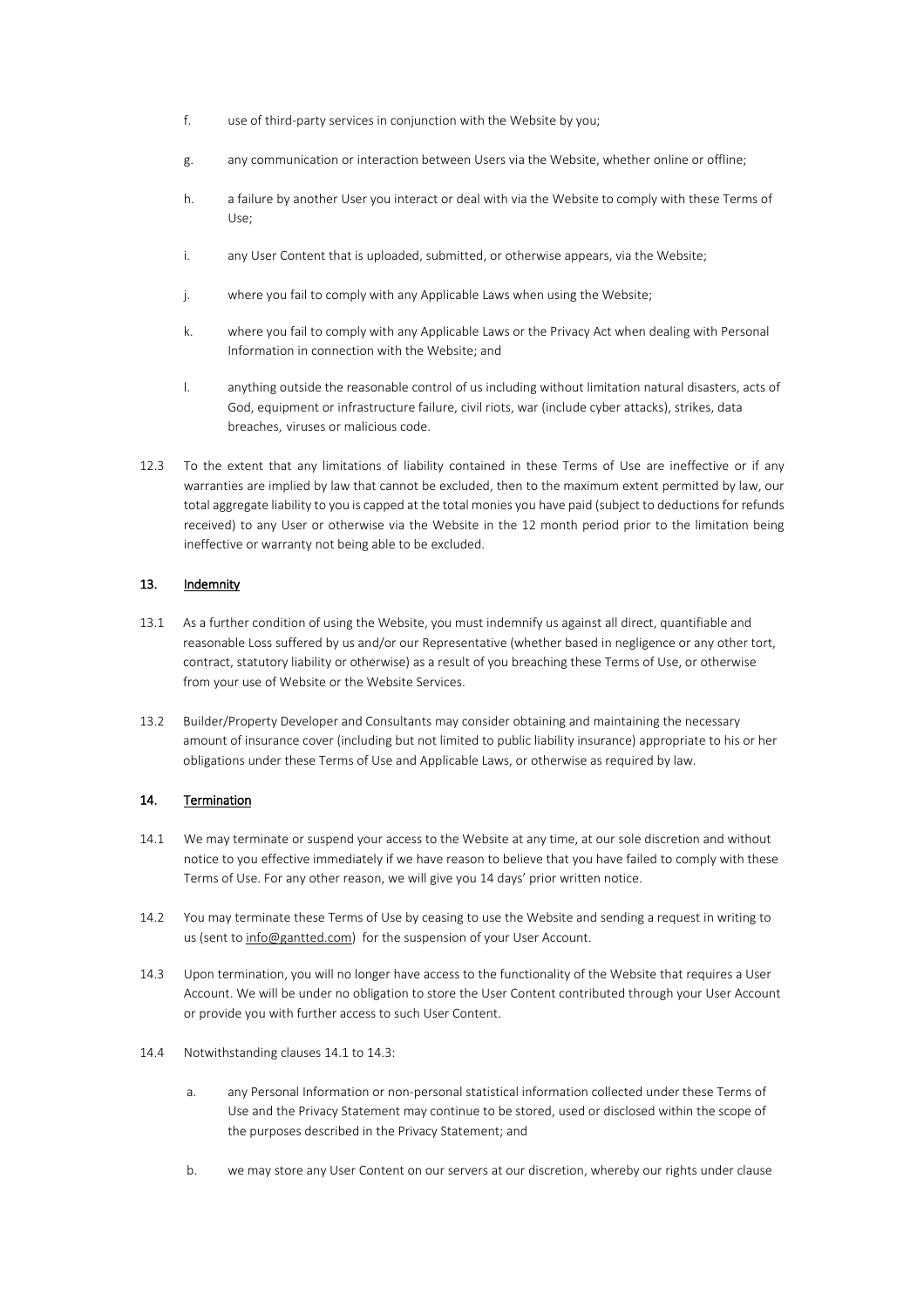f. use of third-party services in conjunction with the Website by you;

g. any communication or interaction between Users via the Website, whether online or offline;

h. a failure by another User you interact or deal with via the Website to comply with these Terms of Use;

i. any User Content that is uploaded, submitted, or otherwise appears, via the Website;

j. where you fail to comply with any Applicable Laws when using the Website;

k. where you fail to comply with any Applicable Laws or the Privacy Act when dealing with Personal Information in connection with the Website; and

l. anything outside the reasonable control of us including without limitation natural disasters, acts of God, equipment or infrastructure failure, civil riots, war (include cyber attacks), strikes, data breaches, viruses or malicious code.

12.3 To the extent that any limitations of liability contained in these Terms of Use are ineffective or if any warranties are implied by law that cannot be excluded, then to the maximum extent permitted by law, our total aggregate liability to you is capped at the total monies you have paid (subject to deductions for refunds received) to any User or otherwise via the Website in the 12 month period prior to the limitation being ineffective or warranty not being able to be excluded.

## 13. Indemnity

13.1 As a further condition of using the Website, you must indemnify us against all direct, quantifiable and reasonable Loss suffered by us and/or our Representative (whether based in negligence or any other tort, contract, statutory liability or otherwise) as a result of you breaching these Terms of Use, or otherwise from your use of Website or the Website Services.

13.2 Builder/Property Developer and Consultants may consider obtaining and maintaining the necessary amount of insurance cover (including but not limited to public liability insurance) appropriate to his or her obligations under these Terms of Use and Applicable Laws, or otherwise as required by law.

## 14. Termination

14.1 We may terminate or suspend your access to the Website at any time, at our sole discretion and without notice to you effective immediately if we have reason to believe that you have failed to comply with these Terms of Use. For any other reason, we will give you 14 days' prior written notice.

14.2 You may terminate these Terms of Use by ceasing to use the Website and sending a request in writing to us (sent to info@gantted.com) for the suspension of your User Account.

14.3 Upon termination, you will no longer have access to the functionality of the Website that requires a User Account. We will be under no obligation to store the User Content contributed through your User Account or provide you with further access to such User Content.

14.4 Notwithstanding clauses 14.1 to 14.3:

a. any Personal Information or non-personal statistical information collected under these Terms of Use and the Privacy Statement may continue to be stored, used or disclosed within the scope of the purposes described in the Privacy Statement; and

b. we may store any User Content on our servers at our discretion, whereby our rights under clause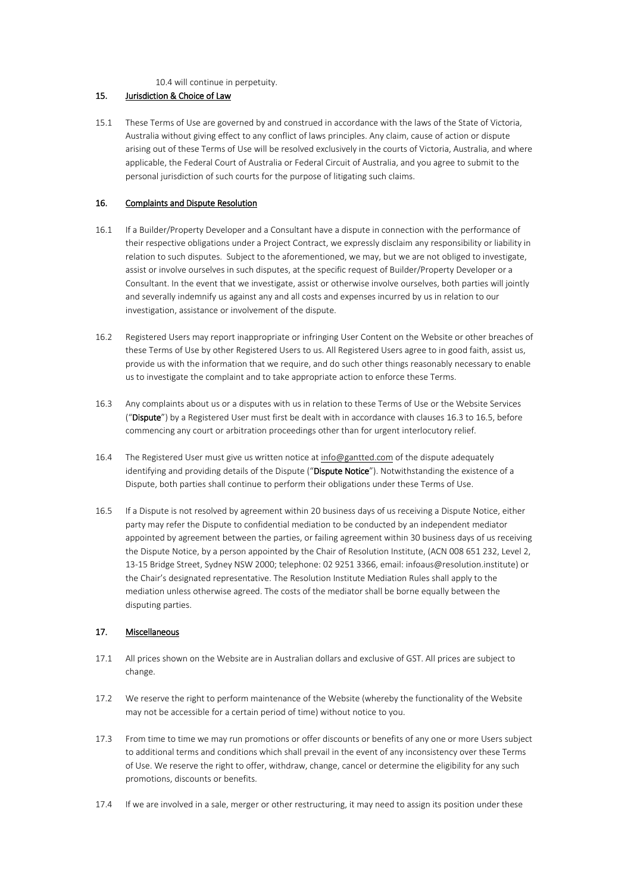10.4 will continue in perpetuity.

## 15. Jurisdiction & Choice of Law

15.1 These Terms of Use are governed by and construed in accordance with the laws of the State of Victoria, Australia without giving effect to any conflict of laws principles. Any claim, cause of action or dispute arising out of these Terms of Use will be resolved exclusively in the courts of Victoria, Australia, and where applicable, the Federal Court of Australia or Federal Circuit of Australia, and you agree to submit to the personal jurisdiction of such courts for the purpose of litigating such claims.

## 16. Complaints and Dispute Resolution

16.1 If a Builder/Property Developer and a Consultant have a dispute in connection with the performance of their respective obligations under a Project Contract, we expressly disclaim any responsibility or liability in relation to such disputes. Subject to the aforementioned, we may, but we are not obliged to investigate, assist or involve ourselves in such disputes, at the specific request of Builder/Property Developer or a Consultant. In the event that we investigate, assist or otherwise involve ourselves, both parties will jointly and severally indemnify us against any and all costs and expenses incurred by us in relation to our investigation, assistance or involvement of the dispute.

16.2 Registered Users may report inappropriate or infringing User Content on the Website or other breaches of these Terms of Use by other Registered Users to us. All Registered Users agree to in good faith, assist us, provide us with the information that we require, and do such other things reasonably necessary to enable us to investigate the complaint and to take appropriate action to enforce these Terms.

16.3 Any complaints about us or a disputes with us in relation to these Terms of Use or the Website Services ("**Dispute**") by a Registered User must first be dealt with in accordance with clauses 16.3 to 16.5, before commencing any court or arbitration proceedings other than for urgent interlocutory relief.

16.4 The Registered User must give us written notice at info@gantted.com of the dispute adequately identifying and providing details of the Dispute ("**Dispute Notice**"). Notwithstanding the existence of a Dispute, both parties shall continue to perform their obligations under these Terms of Use.

16.5 If a Dispute is not resolved by agreement within 20 business days of us receiving a Dispute Notice, either party may refer the Dispute to confidential mediation to be conducted by an independent mediator appointed by agreement between the parties, or failing agreement within 30 business days of us receiving the Dispute Notice, by a person appointed by the Chair of Resolution Institute, (ACN 008 651 232, Level 2, 13-15 Bridge Street, Sydney NSW 2000; telephone: 02 9251 3366, email: infoaus@resolution.institute) or the Chair's designated representative. The Resolution Institute Mediation Rules shall apply to the mediation unless otherwise agreed. The costs of the mediator shall be borne equally between the disputing parties.

## 17. Miscellaneous

17.1 All prices shown on the Website are in Australian dollars and exclusive of GST. All prices are subject to change.

17.2 We reserve the right to perform maintenance of the Website (whereby the functionality of the Website may not be accessible for a certain period of time) without notice to you.

17.3 From time to time we may run promotions or offer discounts or benefits of any one or more Users subject to additional terms and conditions which shall prevail in the event of any inconsistency over these Terms of Use. We reserve the right to offer, withdraw, change, cancel or determine the eligibility for any such promotions, discounts or benefits.

17.4 If we are involved in a sale, merger or other restructuring, it may need to assign its position under these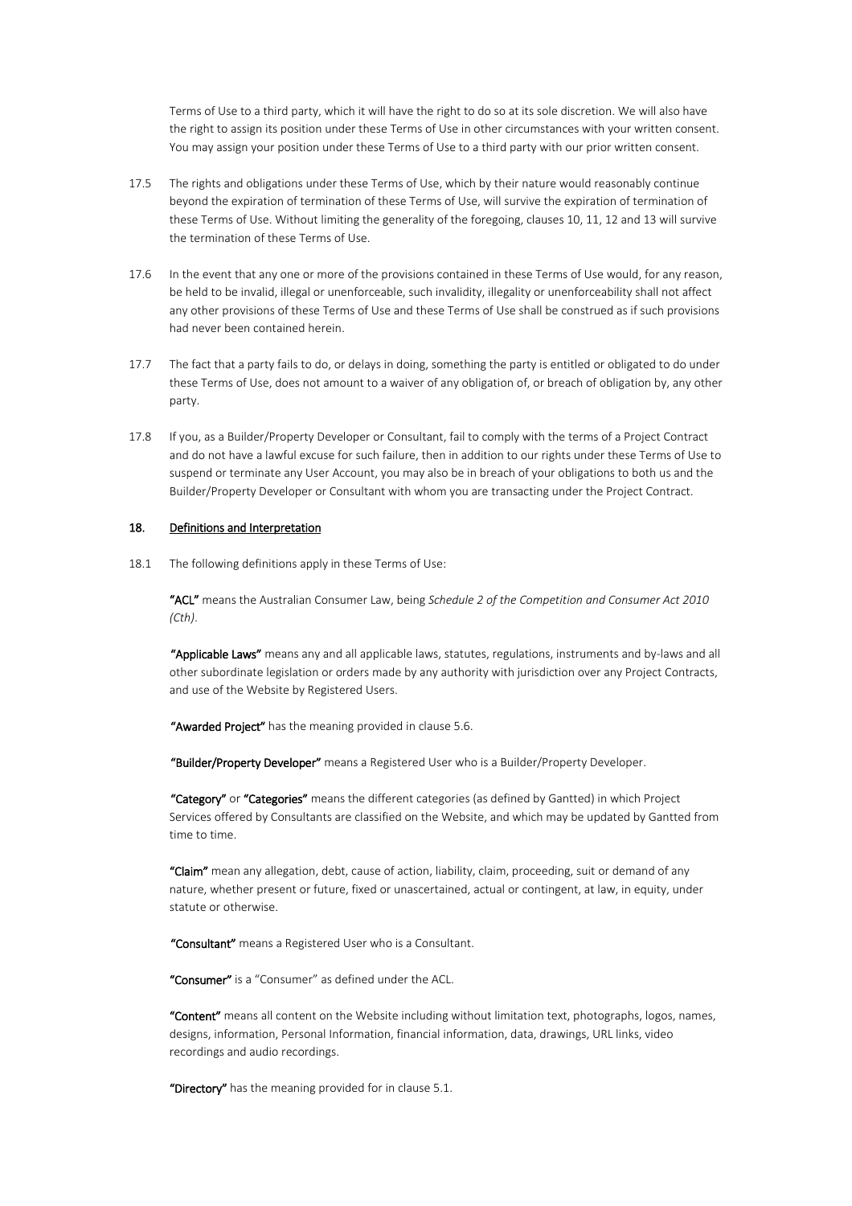Terms of Use to a third party, which it will have the right to do so at its sole discretion. We will also have the right to assign its position under these Terms of Use in other circumstances with your written consent. You may assign your position under these Terms of Use to a third party with our prior written consent.

17.5 The rights and obligations under these Terms of Use, which by their nature would reasonably continue beyond the expiration of termination of these Terms of Use, will survive the expiration of termination of these Terms of Use. Without limiting the generality of the foregoing, clauses 10, 11, 12 and 13 will survive the termination of these Terms of Use.

17.6 In the event that any one or more of the provisions contained in these Terms of Use would, for any reason, be held to be invalid, illegal or unenforceable, such invalidity, illegality or unenforceability shall not affect any other provisions of these Terms of Use and these Terms of Use shall be construed as if such provisions had never been contained herein.

17.7 The fact that a party fails to do, or delays in doing, something the party is entitled or obligated to do under these Terms of Use, does not amount to a waiver of any obligation of, or breach of obligation by, any other party.

17.8 If you, as a Builder/Property Developer or Consultant, fail to comply with the terms of a Project Contract and do not have a lawful excuse for such failure, then in addition to our rights under these Terms of Use to suspend or terminate any User Account, you may also be in breach of your obligations to both us and the Builder/Property Developer or Consultant with whom you are transacting under the Project Contract.

## 18. Definitions and Interpretation

18.1 The following definitions apply in these Terms of Use:

**"ACL"** means the Australian Consumer Law, being *Schedule 2 of the Competition and Consumer Act 2010 (Cth)*.

**"Applicable Laws"** means any and all applicable laws, statutes, regulations, instruments and by-laws and all other subordinate legislation or orders made by any authority with jurisdiction over any Project Contracts, and use of the Website by Registered Users.

**"Awarded Project"** has the meaning provided in clause 5.6.

**"Builder/Property Developer"** means a Registered User who is a Builder/Property Developer.

**"Category"** or **"Categories"** means the different categories (as defined by Gantted) in which Project Services offered by Consultants are classified on the Website, and which may be updated by Gantted from time to time.

**"Claim"** mean any allegation, debt, cause of action, liability, claim, proceeding, suit or demand of any nature, whether present or future, fixed or unascertained, actual or contingent, at law, in equity, under statute or otherwise.

**"Consultant"** means a Registered User who is a Consultant.

**"Consumer"** is a "Consumer" as defined under the ACL.

**"Content"** means all content on the Website including without limitation text, photographs, logos, names, designs, information, Personal Information, financial information, data, drawings, URL links, video recordings and audio recordings.

**"Directory"** has the meaning provided for in clause 5.1.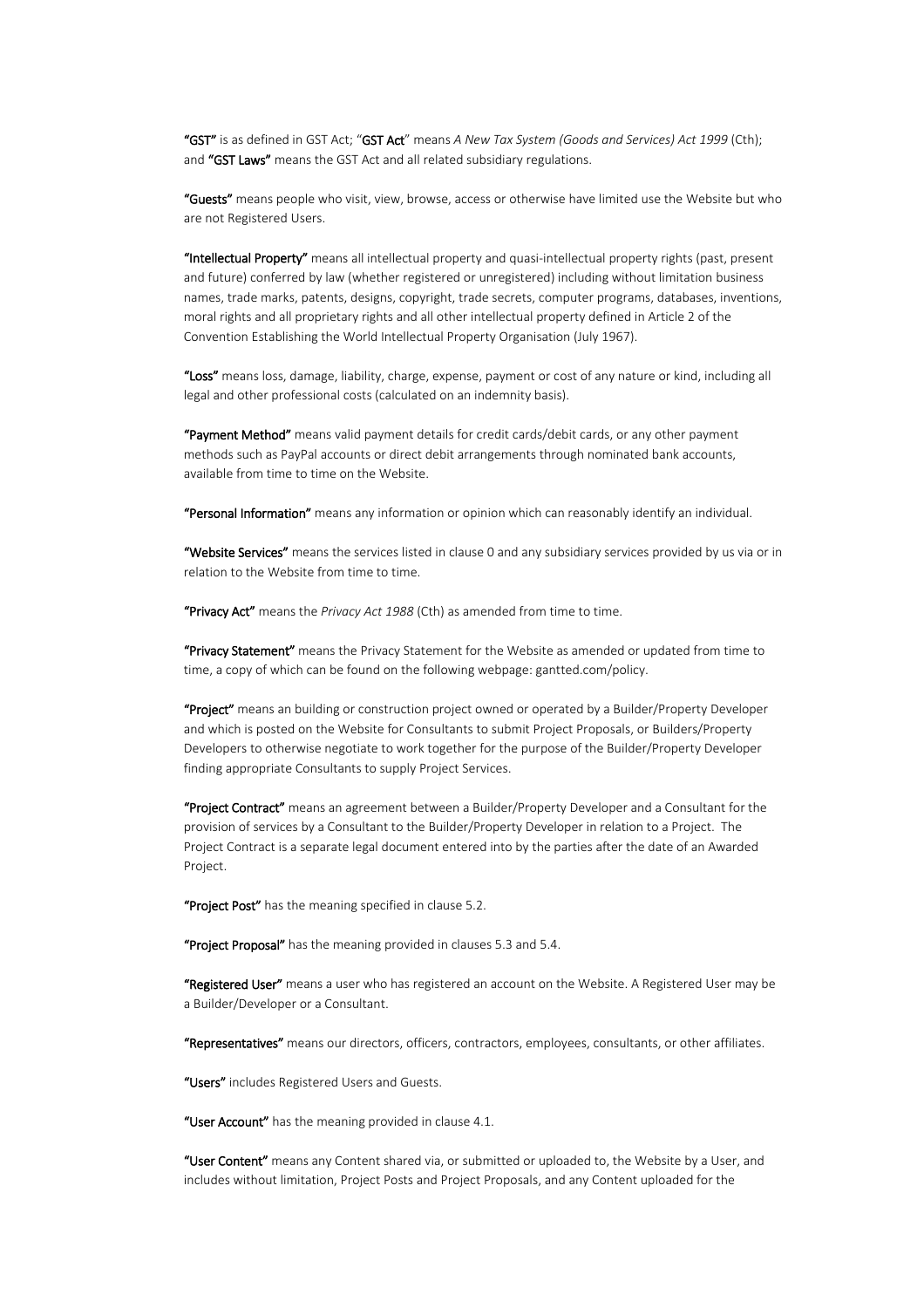**"GST"** is as defined in GST Act; "**GST Act**" means *A New Tax System (Goods and Services) Act 1999* (Cth); and **"GST Laws"** means the GST Act and all related subsidiary regulations.

**"Guests"** means people who visit, view, browse, access or otherwise have limited use the Website but who are not Registered Users.

**"Intellectual Property"** means all intellectual property and quasi-intellectual property rights (past, present and future) conferred by law (whether registered or unregistered) including without limitation business names, trade marks, patents, designs, copyright, trade secrets, computer programs, databases, inventions, moral rights and all proprietary rights and all other intellectual property defined in Article 2 of the Convention Establishing the World Intellectual Property Organisation (July 1967).

**"Loss"** means loss, damage, liability, charge, expense, payment or cost of any nature or kind, including all legal and other professional costs (calculated on an indemnity basis).

**"Payment Method"** means valid payment details for credit cards/debit cards, or any other payment methods such as PayPal accounts or direct debit arrangements through nominated bank accounts, available from time to time on the Website.

**"Personal Information"** means any information or opinion which can reasonably identify an individual.

**"Website Services"** means the services listed in clause 0 and any subsidiary services provided by us via or in relation to the Website from time to time.

**"Privacy Act"** means the *Privacy Act 1988* (Cth) as amended from time to time.

**"Privacy Statement"** means the Privacy Statement for the Website as amended or updated from time to time, a copy of which can be found on the following webpage: gantted.com/policy.

**"Project"** means an building or construction project owned or operated by a Builder/Property Developer and which is posted on the Website for Consultants to submit Project Proposals, or Builders/Property Developers to otherwise negotiate to work together for the purpose of the Builder/Property Developer finding appropriate Consultants to supply Project Services.

**"Project Contract"** means an agreement between a Builder/Property Developer and a Consultant for the provision of services by a Consultant to the Builder/Property Developer in relation to a Project. The Project Contract is a separate legal document entered into by the parties after the date of an Awarded Project.

**"Project Post"** has the meaning specified in clause 5.2.

**"Project Proposal"** has the meaning provided in clauses 5.3 and 5.4.

**"Registered User"** means a user who has registered an account on the Website. A Registered User may be a Builder/Developer or a Consultant.

**"Representatives"** means our directors, officers, contractors, employees, consultants, or other affiliates.

**"Users"** includes Registered Users and Guests.

**"User Account"** has the meaning provided in clause 4.1.

**"User Content"** means any Content shared via, or submitted or uploaded to, the Website by a User, and includes without limitation, Project Posts and Project Proposals, and any Content uploaded for the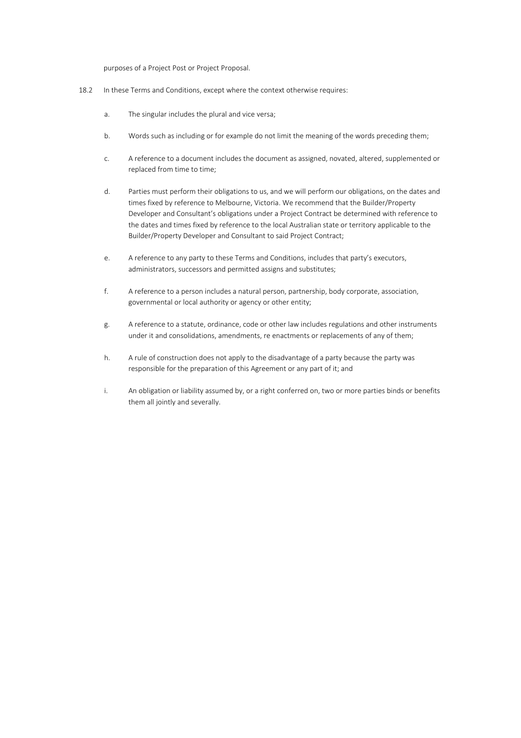purposes of a Project Post or Project Proposal.

18.2 In these Terms and Conditions, except where the context otherwise requires:

a. The singular includes the plural and vice versa;

b. Words such as including or for example do not limit the meaning of the words preceding them;

c. A reference to a document includes the document as assigned, novated, altered, supplemented or replaced from time to time;

d. Parties must perform their obligations to us, and we will perform our obligations, on the dates and times fixed by reference to Melbourne, Victoria. We recommend that the Builder/Property Developer and Consultant's obligations under a Project Contract be determined with reference to the dates and times fixed by reference to the local Australian state or territory applicable to the Builder/Property Developer and Consultant to said Project Contract;

e. A reference to any party to these Terms and Conditions, includes that party's executors, administrators, successors and permitted assigns and substitutes;

f. A reference to a person includes a natural person, partnership, body corporate, association, governmental or local authority or agency or other entity;

g. A reference to a statute, ordinance, code or other law includes regulations and other instruments under it and consolidations, amendments, re enactments or replacements of any of them;

h. A rule of construction does not apply to the disadvantage of a party because the party was responsible for the preparation of this Agreement or any part of it; and

i. An obligation or liability assumed by, or a right conferred on, two or more parties binds or benefits them all jointly and severally.